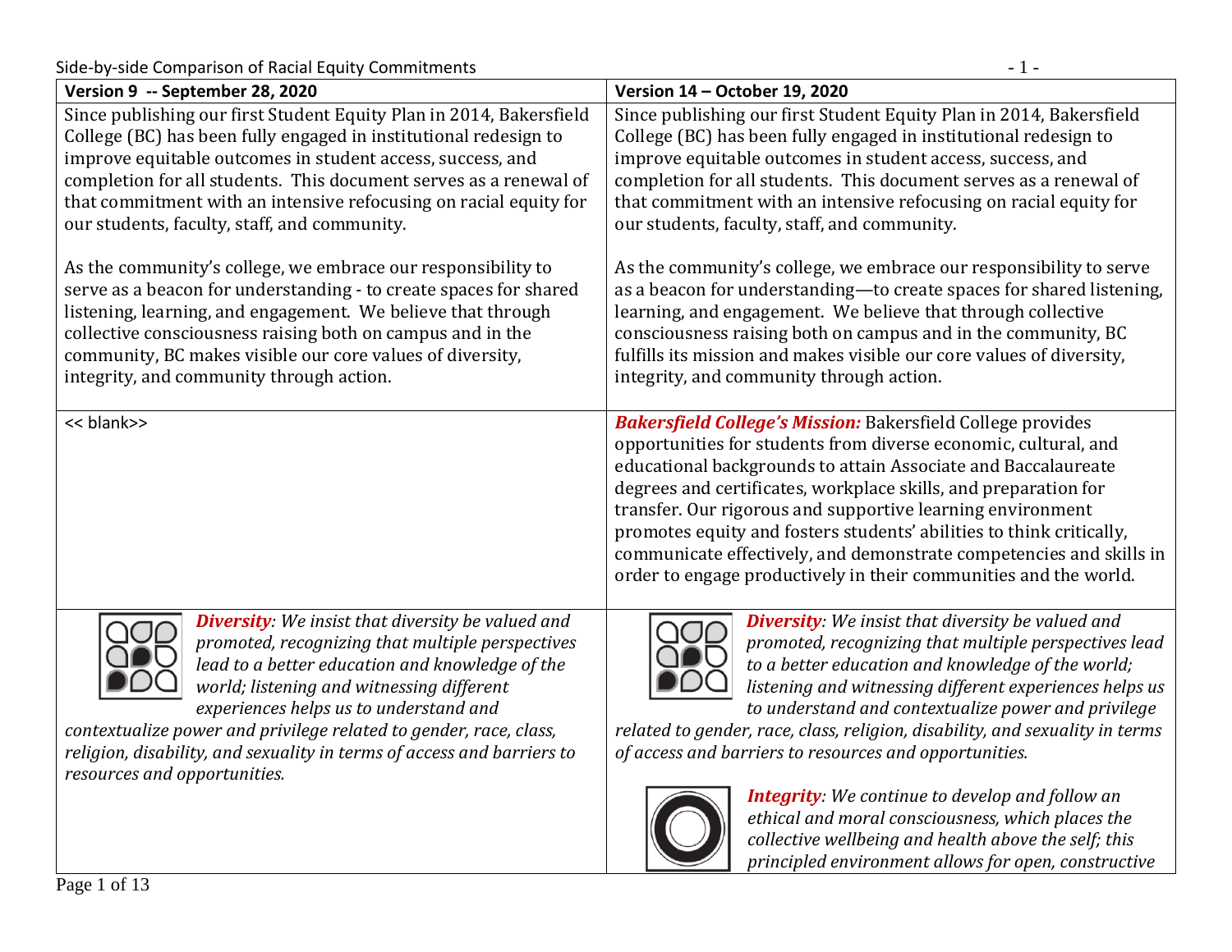| Version 9 -- September 28, 2020 | Version 14 – October 19, 2020 |
|---|---|
| Since publishing our first Student Equity Plan in 2014, Bakersfield College (BC) has been fully engaged in institutional redesign to improve equitable outcomes in student access, success, and completion for all students. This document serves as a renewal of that commitment with an intensive refocusing on racial equity for our students, faculty, staff, and community.<br><br>As the community's college, we embrace our responsibility to serve as a beacon for understanding - to create spaces for shared listening, learning, and engagement. We believe that through collective consciousness raising both on campus and in the community, BC makes visible our core values of diversity, integrity, and community through action. | Since publishing our first Student Equity Plan in 2014, Bakersfield College (BC) has been fully engaged in institutional redesign to improve equitable outcomes in student access, success, and completion for all students. This document serves as a renewal of that commitment with an intensive refocusing on racial equity for our students, faculty, staff, and community.<br><br>As the community's college, we embrace our responsibility to serve as a beacon for understanding—to create spaces for shared listening, learning, and engagement. We believe that through collective consciousness raising both on campus and in the community, BC fulfills its mission and makes visible our core values of diversity, integrity, and community through action. |
| << blank>> | ***Bakersfield College's Mission:*** Bakersfield College provides opportunities for students from diverse economic, cultural, and educational backgrounds to attain Associate and Baccalaureate degrees and certificates, workplace skills, and preparation for transfer. Our rigorous and supportive learning environment promotes equity and fosters students' abilities to think critically, communicate effectively, and demonstrate competencies and skills in order to engage productively in their communities and the world. |
| ***Diversity****: We insist that diversity be valued and promoted, recognizing that multiple perspectives lead to a better education and knowledge of the world; listening and witnessing different experiences helps us to understand and contextualize power and privilege related to gender, race, class, religion, disability, and sexuality in terms of access and barriers to resources and opportunities.* | ***Diversity****: We insist that diversity be valued and promoted, recognizing that multiple perspectives lead to a better education and knowledge of the world; listening and witnessing different experiences helps us to understand and contextualize power and privilege related to gender, race, class, religion, disability, and sexuality in terms of access and barriers to resources and opportunities.*<br><br>***Integrity****: We continue to develop and follow an ethical and moral consciousness, which places the collective wellbeing and health above the self; this principled environment allows for open, constructive* |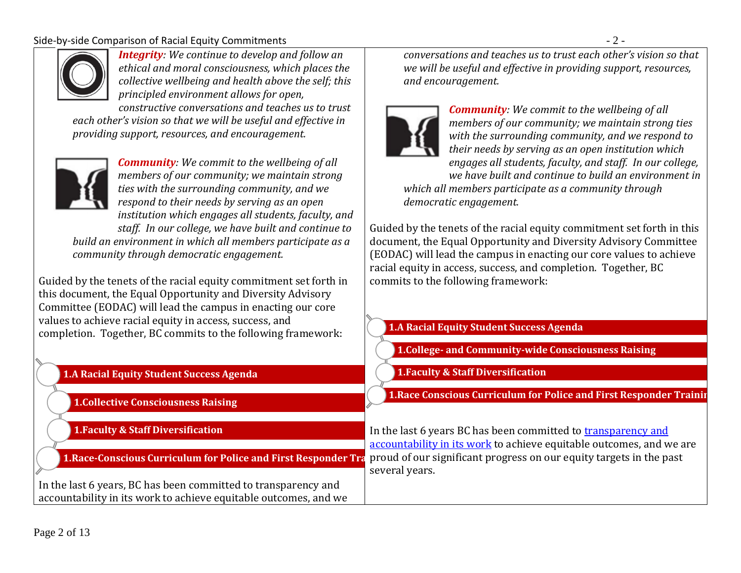*Integrity: We continue to develop and follow an ethical and moral consciousness, which places the collective wellbeing and health above the self; this principled environment allows for open, constructive conversations and teaches us to trust each other's vision so that we will be useful and effective in providing support, resources, and encouragement.*

***Community**: We commit to the wellbeing of all members of our community; we maintain strong ties with the surrounding community, and we respond to their needs by serving as an open institution which engages all students, faculty, and staff. In our college, we have built and continue to build an environment in which all members participate as a community through democratic engagement.*

Guided by the tenets of the racial equity commitment set forth in this document, the Equal Opportunity and Diversity Advisory Committee (EODAC) will lead the campus in enacting our core values to achieve racial equity in access, success, and completion. Together, BC commits to the following framework:

- **1.A Racial Equity Student Success Agenda**
- **1.Collective Consciousness Raising**
- **1.Faculty & Staff Diversification**
- **1.Race-Conscious Curriculum for Police and First Responder Tra**

In the last 6 years, BC has been committed to transparency and accountability in its work to achieve equitable outcomes, and we

---

*conversations and teaches us to trust each other's vision so that we will be useful and effective in providing support, resources, and encouragement.*

***Community**: We commit to the wellbeing of all members of our community; we maintain strong ties with the surrounding community, and we respond to their needs by serving as an open institution which engages all students, faculty, and staff. In our college, we have built and continue to build an environment in which all members participate as a community through democratic engagement.*

Guided by the tenets of the racial equity commitment set forth in this document, the Equal Opportunity and Diversity Advisory Committee (EODAC) will lead the campus in enacting our core values to achieve racial equity in access, success, and completion. Together, BC commits to the following framework:

- **1.A Racial Equity Student Success Agenda**
- **1.College- and Community-wide Consciousness Raising**
- **1.Faculty & Staff Diversification**
- **1.Race Conscious Curriculum for Police and First Responder Trainir**

In the last 6 years BC has been committed to transparency and accountability in its work to achieve equitable outcomes, and we are proud of our significant progress on our equity targets in the past several years.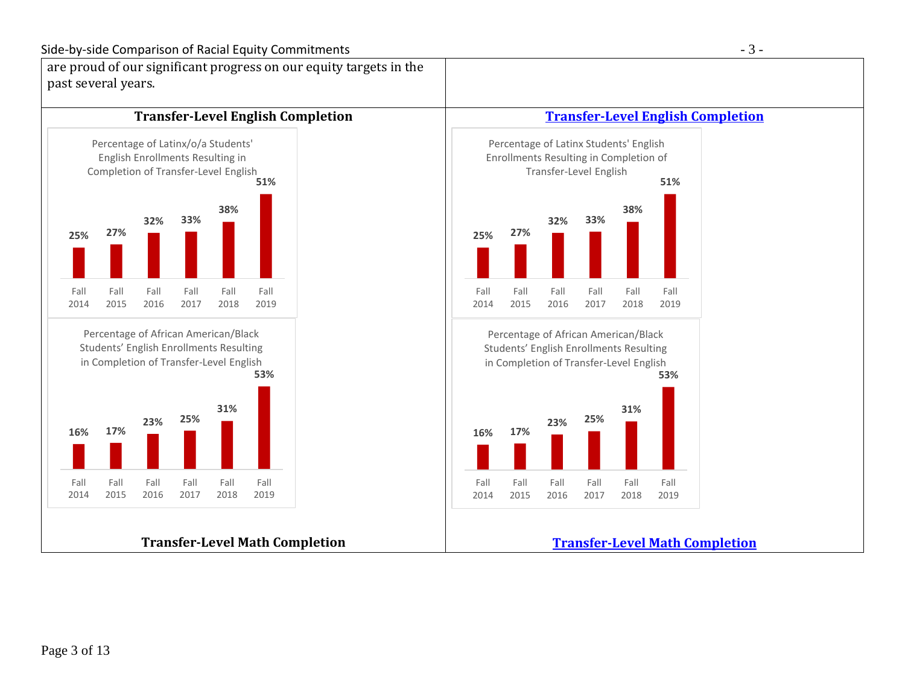| | |
|---|---|
| are proud of our significant progress on our equity targets in the past several years. | |
| **Transfer-Level English Completion** | **[Transfer-Level English Completion]()** |
| Percentage of Latinx/o/a Students' English Enrollments Resulting in Completion of Transfer-Level English: Fall 2014: 25%; Fall 2015: 27%; Fall 2016: 32%; Fall 2017: 33%; Fall 2018: 38%; Fall 2019: 51% | Percentage of Latinx Students' English Enrollments Resulting in Completion of Transfer-Level English: Fall 2014: 25%; Fall 2015: 27%; Fall 2016: 32%; Fall 2017: 33%; Fall 2018: 38%; Fall 2019: 51% |
| Percentage of African American/Black Students' English Enrollments Resulting in Completion of Transfer-Level English: Fall 2014: 16%; Fall 2015: 17%; Fall 2016: 23%; Fall 2017: 25%; Fall 2018: 31%; Fall 2019: 53% | Percentage of African American/Black Students' English Enrollments Resulting in Completion of Transfer-Level English: Fall 2014: 16%; Fall 2015: 17%; Fall 2016: 23%; Fall 2017: 25%; Fall 2018: 31%; Fall 2019: 53% |
| **Transfer-Level Math Completion** | **[Transfer-Level Math Completion]()** |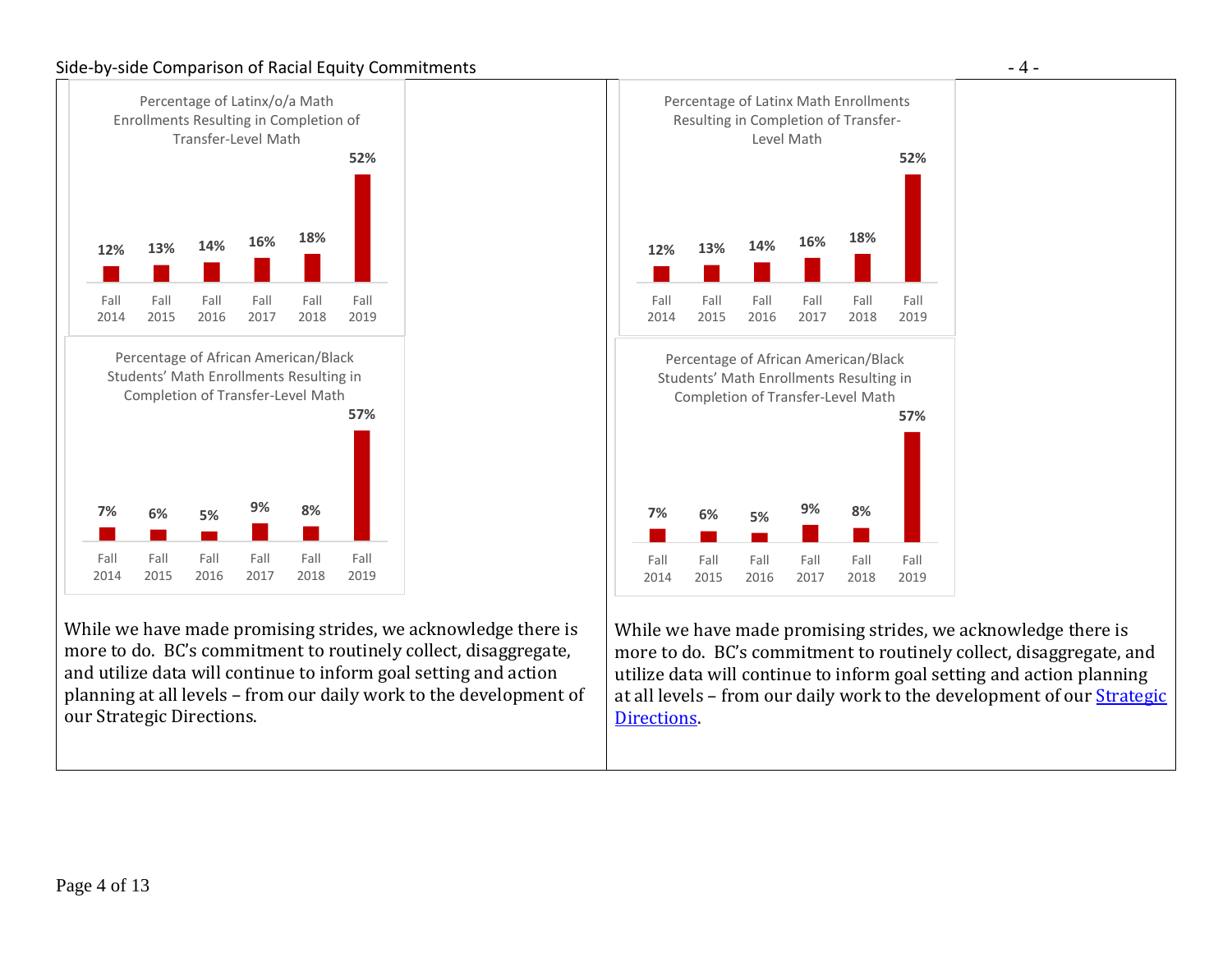| | |
|---|---|
| **Percentage of Latinx/o/a Math Enrollments Resulting in Completion of Transfer-Level Math**<br><br>Fall 2014: 12%<br>Fall 2015: 13%<br>Fall 2016: 14%<br>Fall 2017: 16%<br>Fall 2018: 18%<br>Fall 2019: 52% | **Percentage of Latinx Math Enrollments Resulting in Completion of Transfer-Level Math**<br><br>Fall 2014: 12%<br>Fall 2015: 13%<br>Fall 2016: 14%<br>Fall 2017: 16%<br>Fall 2018: 18%<br>Fall 2019: 52% |
| **Percentage of African American/Black Students' Math Enrollments Resulting in Completion of Transfer-Level Math**<br><br>Fall 2014: 7%<br>Fall 2015: 6%<br>Fall 2016: 5%<br>Fall 2017: 9%<br>Fall 2018: 8%<br>Fall 2019: 57% | **Percentage of African American/Black Students' Math Enrollments Resulting in Completion of Transfer-Level Math**<br><br>Fall 2014: 7%<br>Fall 2015: 6%<br>Fall 2016: 5%<br>Fall 2017: 9%<br>Fall 2018: 8%<br>Fall 2019: 57% |
| While we have made promising strides, we acknowledge there is more to do. BC's commitment to routinely collect, disaggregate, and utilize data will continue to inform goal setting and action planning at all levels – from our daily work to the development of our Strategic Directions. | While we have made promising strides, we acknowledge there is more to do. BC's commitment to routinely collect, disaggregate, and utilize data will continue to inform goal setting and action planning at all levels – from our daily work to the development of our [Strategic Directions](). |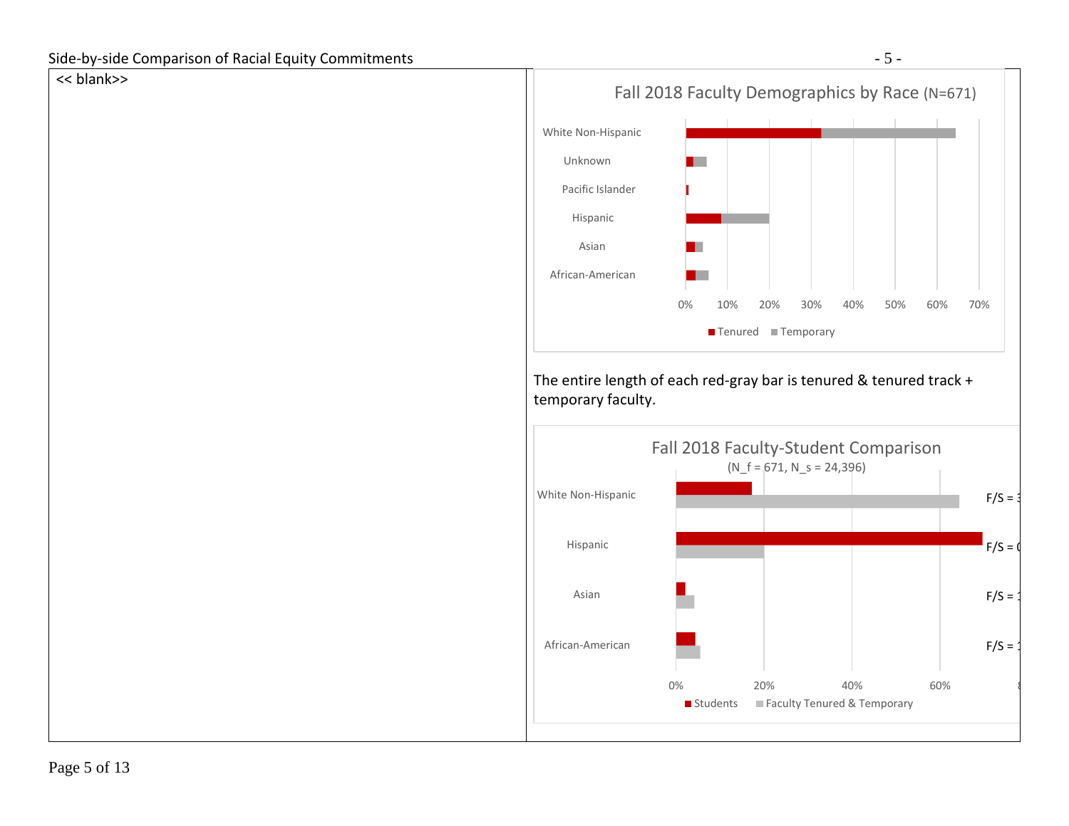<< blank>>

Fall 2018 Faculty Demographics by Race (N=671)

White Non-Hispanic
Unknown
Pacific Islander
Hispanic
Asian
African-American

0% 10% 20% 30% 40% 50% 60% 70%

Tenured Temporary

The entire length of each red-gray bar is tenured & tenured track + temporary faculty.

Fall 2018 Faculty-Student Comparison
(N_f = 671, N_s = 24,396)

White Non-Hispanic F/S = 3
Hispanic F/S = 0
Asian F/S = 1
African-American F/S = 1

0% 20% 40% 60% 8

Students Faculty Tenured & Temporary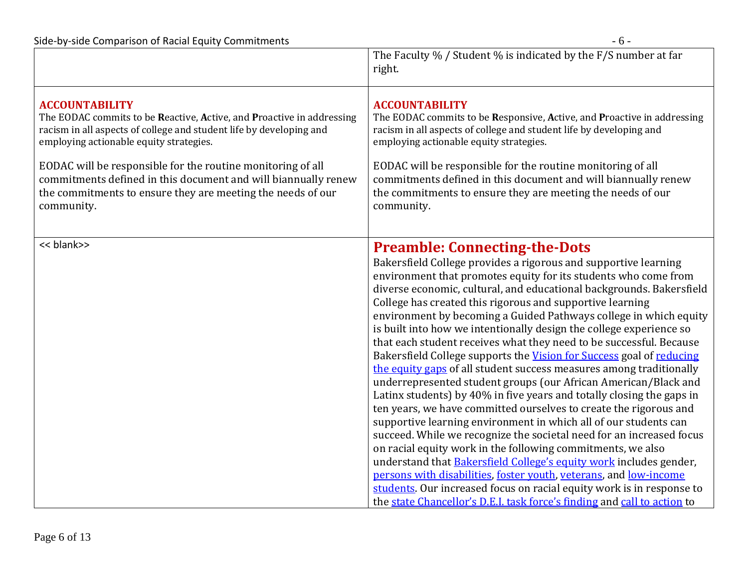| | |
|---|---|
| | The Faculty % / Student % is indicated by the F/S number at far right. |
| **ACCOUNTABILITY**<br>The EODAC commits to be **R**eactive, **A**ctive, and **P**roactive in addressing racism in all aspects of college and student life by developing and employing actionable equity strategies.<br><br>EODAC will be responsible for the routine monitoring of all commitments defined in this document and will biannually renew the commitments to ensure they are meeting the needs of our community. | **ACCOUNTABILITY**<br>The EODAC commits to be **R**esponsive, **A**ctive, and **P**roactive in addressing racism in all aspects of college and student life by developing and employing actionable equity strategies.<br><br>EODAC will be responsible for the routine monitoring of all commitments defined in this document and will biannually renew the commitments to ensure they are meeting the needs of our community. |
| << blank>> | **Preamble: Connecting-the-Dots**<br>Bakersfield College provides a rigorous and supportive learning environment that promotes equity for its students who come from diverse economic, cultural, and educational backgrounds. Bakersfield College has created this rigorous and supportive learning environment by becoming a Guided Pathways college in which equity is built into how we intentionally design the college experience so that each student receives what they need to be successful. Because Bakersfield College supports the Vision for Success goal of reducing the equity gaps of all student success measures among traditionally underrepresented student groups (our African American/Black and Latinx students) by 40% in five years and totally closing the gaps in ten years, we have committed ourselves to create the rigorous and supportive learning environment in which all of our students can succeed. While we recognize the societal need for an increased focus on racial equity work in the following commitments, we also understand that Bakersfield College's equity work includes gender, persons with disabilities, foster youth, veterans, and low-income students. Our increased focus on racial equity work is in response to the state Chancellor's D.E.I. task force's finding and call to action to |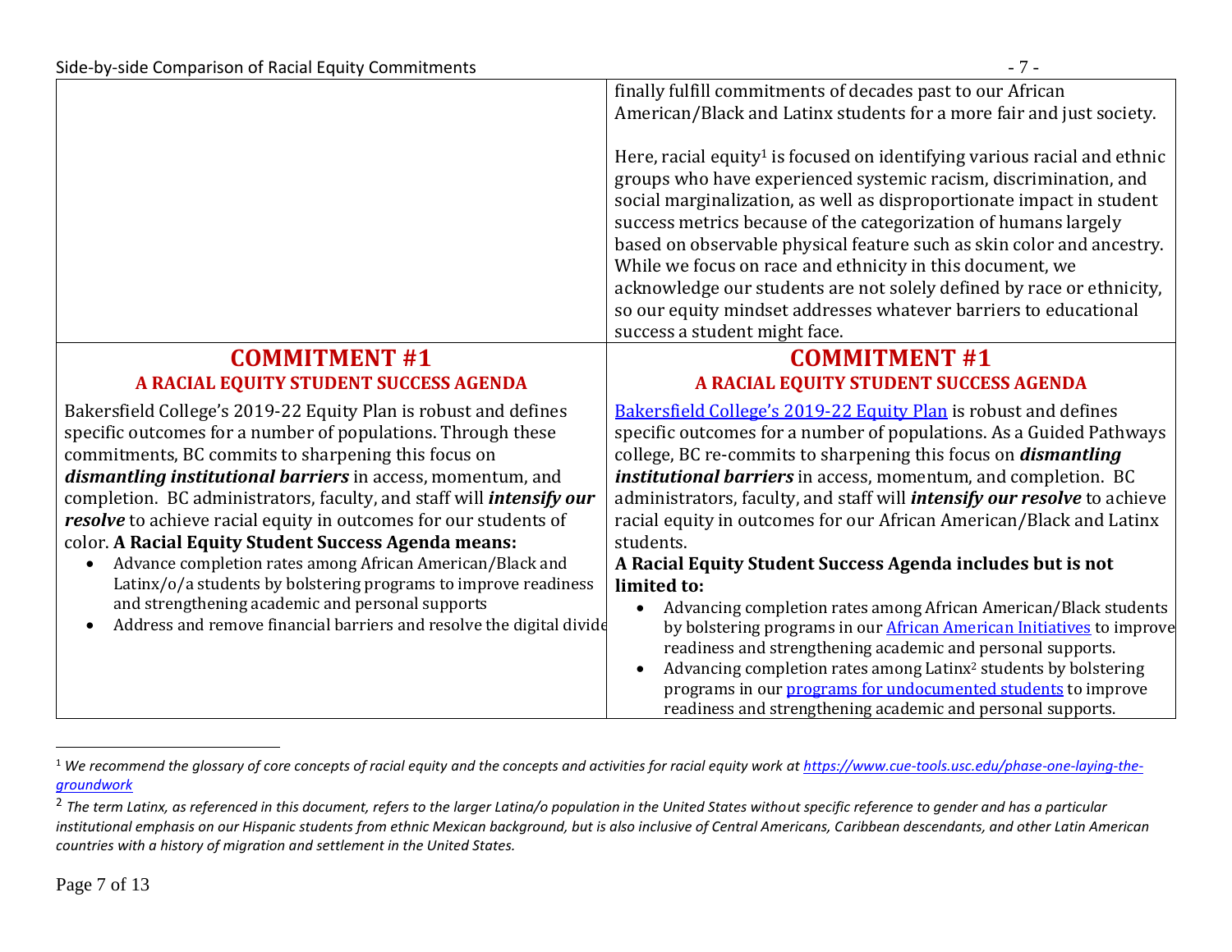| | |
|---|---|
| | finally fulfill commitments of decades past to our African American/Black and Latinx students for a more fair and just society.<br><br>Here, racial equity[1] is focused on identifying various racial and ethnic groups who have experienced systemic racism, discrimination, and social marginalization, as well as disproportionate impact in student success metrics because of the categorization of humans largely based on observable physical feature such as skin color and ancestry. While we focus on race and ethnicity in this document, we acknowledge our students are not solely defined by race or ethnicity, so our equity mindset addresses whatever barriers to educational success a student might face. |
| **COMMITMENT #1**<br>**A RACIAL EQUITY STUDENT SUCCESS AGENDA**<br><br>Bakersfield College's 2019-22 Equity Plan is robust and defines specific outcomes for a number of populations. Through these commitments, BC commits to sharpening this focus on ***dismantling institutional barriers*** in access, momentum, and completion. BC administrators, faculty, and staff will ***intensify our resolve*** to achieve racial equity in outcomes for our students of color. **A Racial Equity Student Success Agenda means:**<br>• Advance completion rates among African American/Black and Latinx/o/a students by bolstering programs to improve readiness and strengthening academic and personal supports<br>• Address and remove financial barriers and resolve the digital divide | **COMMITMENT #1**<br>**A RACIAL EQUITY STUDENT SUCCESS AGENDA**<br><br>Bakersfield College's 2019-22 Equity Plan is robust and defines specific outcomes for a number of populations. As a Guided Pathways college, BC re-commits to sharpening this focus on ***dismantling institutional barriers*** in access, momentum, and completion. BC administrators, faculty, and staff will ***intensify our resolve*** to achieve racial equity in outcomes for our African American/Black and Latinx students.<br>**A Racial Equity Student Success Agenda includes but is not limited to:**<br>• Advancing completion rates among African American/Black students by bolstering programs in our African American Initiatives to improve readiness and strengthening academic and personal supports.<br>• Advancing completion rates among Latinx[2] students by bolstering programs in our programs for undocumented students to improve readiness and strengthening academic and personal supports. |

[1] *We recommend the glossary of core concepts of racial equity and the concepts and activities for racial equity work at https://www.cue-tools.usc.edu/phase-one-laying-the-groundwork*

[2] *The term Latinx, as referenced in this document, refers to the larger Latina/o population in the United States without specific reference to gender and has a particular institutional emphasis on our Hispanic students from ethnic Mexican background, but is also inclusive of Central Americans, Caribbean descendants, and other Latin American countries with a history of migration and settlement in the United States.*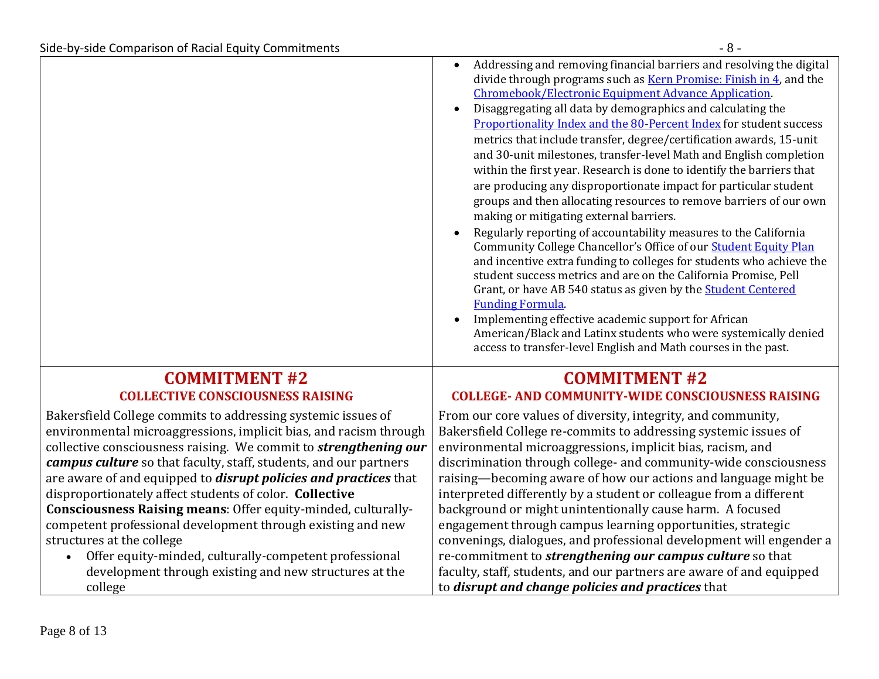| | |
|---|---|
| | <ul><li>Addressing and removing financial barriers and resolving the digital divide through programs such as [Kern Promise: Finish in 4](), and the [Chromebook/Electronic Equipment Advance Application]().</li><li>Disaggregating all data by demographics and calculating the [Proportionality Index and the 80-Percent Index]() for student success metrics that include transfer, degree/certification awards, 15-unit and 30-unit milestones, transfer-level Math and English completion within the first year. Research is done to identify the barriers that are producing any disproportionate impact for particular student groups and then allocating resources to remove barriers of our own making or mitigating external barriers.</li><li>Regularly reporting of accountability measures to the California Community College Chancellor's Office of our [Student Equity Plan]() and incentive extra funding to colleges for students who achieve the student success metrics and are on the California Promise, Pell Grant, or have AB 540 status as given by the [Student Centered Funding Formula]().</li><li>Implementing effective academic support for African American/Black and Latinx students who were systemically denied access to transfer-level English and Math courses in the past.</li></ul> |
| **COMMITMENT #2**<br>**COLLECTIVE CONSCIOUSNESS RAISING**<br><br>Bakersfield College commits to addressing systemic issues of environmental microaggressions, implicit bias, and racism through collective consciousness raising. We commit to ***strengthening our campus culture*** so that faculty, staff, students, and our partners are aware of and equipped to ***disrupt policies and practices*** that disproportionately affect students of color. **Collective Consciousness Raising means**: Offer equity-minded, culturally-competent professional development through existing and new structures at the college<ul><li>Offer equity-minded, culturally-competent professional development through existing and new structures at the college</li></ul> | **COMMITMENT #2**<br>**COLLEGE- AND COMMUNITY-WIDE CONSCIOUSNESS RAISING**<br><br>From our core values of diversity, integrity, and community, Bakersfield College re-commits to addressing systemic issues of environmental microaggressions, implicit bias, racism, and discrimination through college- and community-wide consciousness raising—becoming aware of how our actions and language might be interpreted differently by a student or colleague from a different background or might unintentionally cause harm. A focused engagement through campus learning opportunities, strategic convenings, dialogues, and professional development will engender a re-commitment to ***strengthening our campus culture*** so that faculty, staff, students, and our partners are aware of and equipped to ***disrupt and change policies and practices*** that |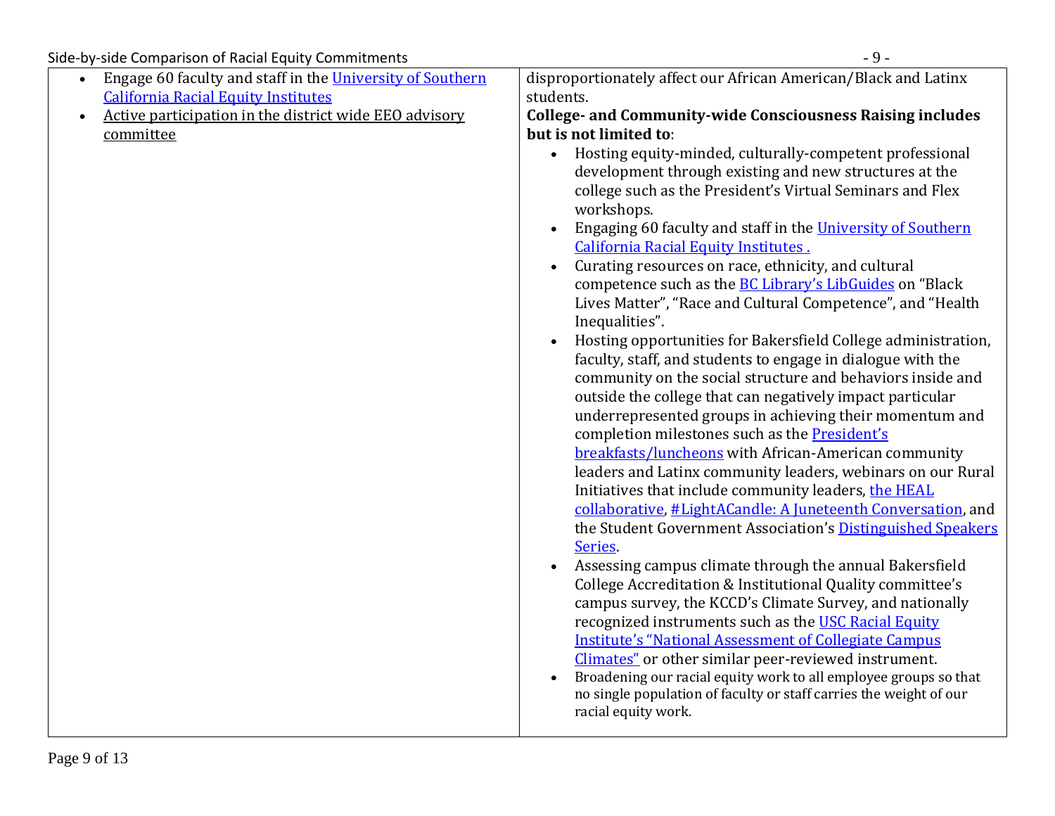| | |
|---|---|
| • Engage 60 faculty and staff in the University of Southern California Racial Equity Institutes<br>• Active participation in the district wide EEO advisory committee | disproportionately affect our African American/Black and Latinx students.<br>**College- and Community-wide Consciousness Raising includes but is not limited to**:<br>• Hosting equity-minded, culturally-competent professional development through existing and new structures at the college such as the President's Virtual Seminars and Flex workshops.<br>• Engaging 60 faculty and staff in the University of Southern California Racial Equity Institutes .<br>• Curating resources on race, ethnicity, and cultural competence such as the BC Library's LibGuides on "Black Lives Matter", "Race and Cultural Competence", and "Health Inequalities".<br>• Hosting opportunities for Bakersfield College administration, faculty, staff, and students to engage in dialogue with the community on the social structure and behaviors inside and outside the college that can negatively impact particular underrepresented groups in achieving their momentum and completion milestones such as the President's breakfasts/luncheons with African-American community leaders and Latinx community leaders, webinars on our Rural Initiatives that include community leaders, the HEAL collaborative, #LightACandle: A Juneteenth Conversation, and the Student Government Association's Distinguished Speakers Series.<br>• Assessing campus climate through the annual Bakersfield College Accreditation & Institutional Quality committee's campus survey, the KCCD's Climate Survey, and nationally recognized instruments such as the USC Racial Equity Institute's "National Assessment of Collegiate Campus Climates" or other similar peer-reviewed instrument.<br>• Broadening our racial equity work to all employee groups so that no single population of faculty or staff carries the weight of our racial equity work. |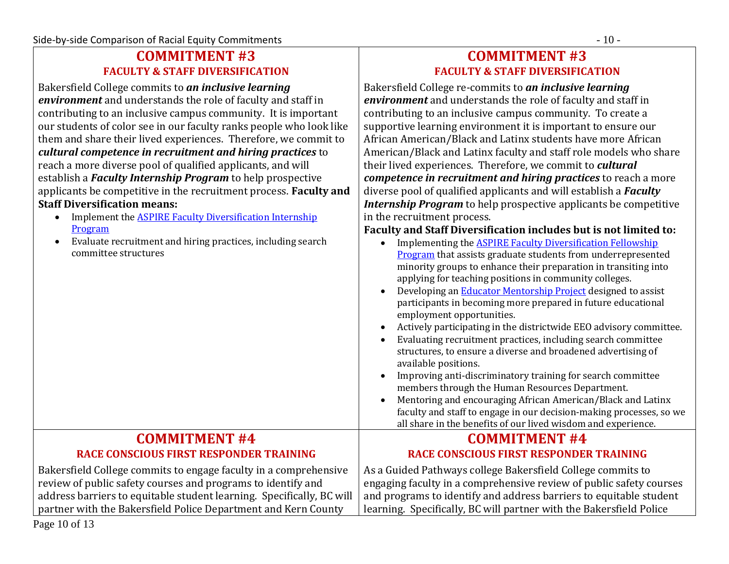| COMMITMENT #3<br>FACULTY & STAFF DIVERSIFICATION | COMMITMENT #3<br>FACULTY & STAFF DIVERSIFICATION |
| --- | --- |
| Bakersfield College commits to ***an inclusive learning environment*** and understands the role of faculty and staff in contributing to an inclusive campus community. It is important our students of color see in our faculty ranks people who look like them and share their lived experiences. Therefore, we commit to ***cultural competence in recruitment and hiring practices*** to reach a more diverse pool of qualified applicants, and will establish a ***Faculty Internship Program*** to help prospective applicants be competitive in the recruitment process. **Faculty and Staff Diversification means:**<br>• Implement the [ASPIRE Faculty Diversification Internship Program]()<br>• Evaluate recruitment and hiring practices, including search committee structures | Bakersfield College re-commits to ***an inclusive learning environment*** and understands the role of faculty and staff in contributing to an inclusive campus community. To create a supportive learning environment it is important to ensure our African American/Black and Latinx students have more African American/Black and Latinx faculty and staff role models who share their lived experiences. Therefore, we commit to ***cultural competence in recruitment and hiring practices*** to reach a more diverse pool of qualified applicants and will establish a ***Faculty Internship Program*** to help prospective applicants be competitive in the recruitment process.<br>**Faculty and Staff Diversification includes but is not limited to:**<br>• Implementing the [ASPIRE Faculty Diversification Fellowship Program]() that assists graduate students from underrepresented minority groups to enhance their preparation in transiting into applying for teaching positions in community colleges.<br>• Developing an [Educator Mentorship Project]() designed to assist participants in becoming more prepared in future educational employment opportunities.<br>• Actively participating in the districtwide EEO advisory committee.<br>• Evaluating recruitment practices, including search committee structures, to ensure a diverse and broadened advertising of available positions.<br>• Improving anti-discriminatory training for search committee members through the Human Resources Department.<br>• Mentoring and encouraging African American/Black and Latinx faculty and staff to engage in our decision-making processes, so we all share in the benefits of our lived wisdom and experience. |
| **COMMITMENT #4**<br>**RACE CONSCIOUS FIRST RESPONDER TRAINING** | **COMMITMENT #4**<br>**RACE CONSCIOUS FIRST RESPONDER TRAINING** |
| Bakersfield College commits to engage faculty in a comprehensive review of public safety courses and programs to identify and address barriers to equitable student learning. Specifically, BC will partner with the Bakersfield Police Department and Kern County | As a Guided Pathways college Bakersfield College commits to engaging faculty in a comprehensive review of public safety courses and programs to identify and address barriers to equitable student learning. Specifically, BC will partner with the Bakersfield Police |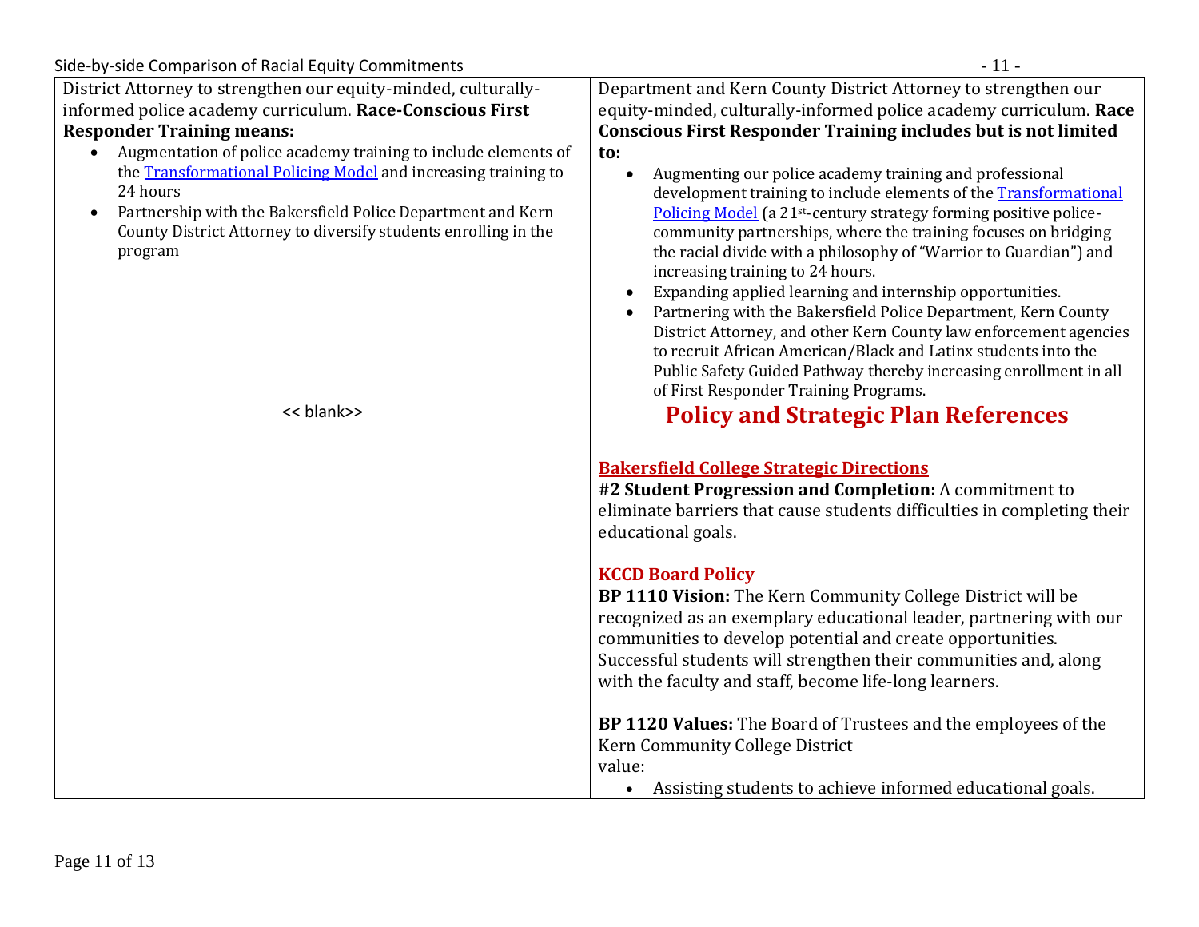| | |
|---|---|
| District Attorney to strengthen our equity-minded, culturally-informed police academy curriculum. **Race-Conscious First Responder Training means:**<br>• Augmentation of police academy training to include elements of the [Transformational Policing Model]() and increasing training to 24 hours<br>• Partnership with the Bakersfield Police Department and Kern County District Attorney to diversify students enrolling in the program | Department and Kern County District Attorney to strengthen our equity-minded, culturally-informed police academy curriculum. **Race Conscious First Responder Training includes but is not limited to:**<br>• Augmenting our police academy training and professional development training to include elements of the [Transformational Policing Model]() (a 21st-century strategy forming positive police-community partnerships, where the training focuses on bridging the racial divide with a philosophy of "Warrior to Guardian") and increasing training to 24 hours.<br>• Expanding applied learning and internship opportunities.<br>• Partnering with the Bakersfield Police Department, Kern County District Attorney, and other Kern County law enforcement agencies to recruit African American/Black and Latinx students into the Public Safety Guided Pathway thereby increasing enrollment in all of First Responder Training Programs. |
| << blank>> | **Policy and Strategic Plan References**<br><br>**Bakersfield College Strategic Directions**<br>**#2 Student Progression and Completion:** A commitment to eliminate barriers that cause students difficulties in completing their educational goals.<br><br>**KCCD Board Policy**<br>**BP 1110 Vision:** The Kern Community College District will be recognized as an exemplary educational leader, partnering with our communities to develop potential and create opportunities. Successful students will strengthen their communities and, along with the faculty and staff, become life-long learners.<br><br>**BP 1120 Values:** The Board of Trustees and the employees of the Kern Community College District value:<br>• Assisting students to achieve informed educational goals. |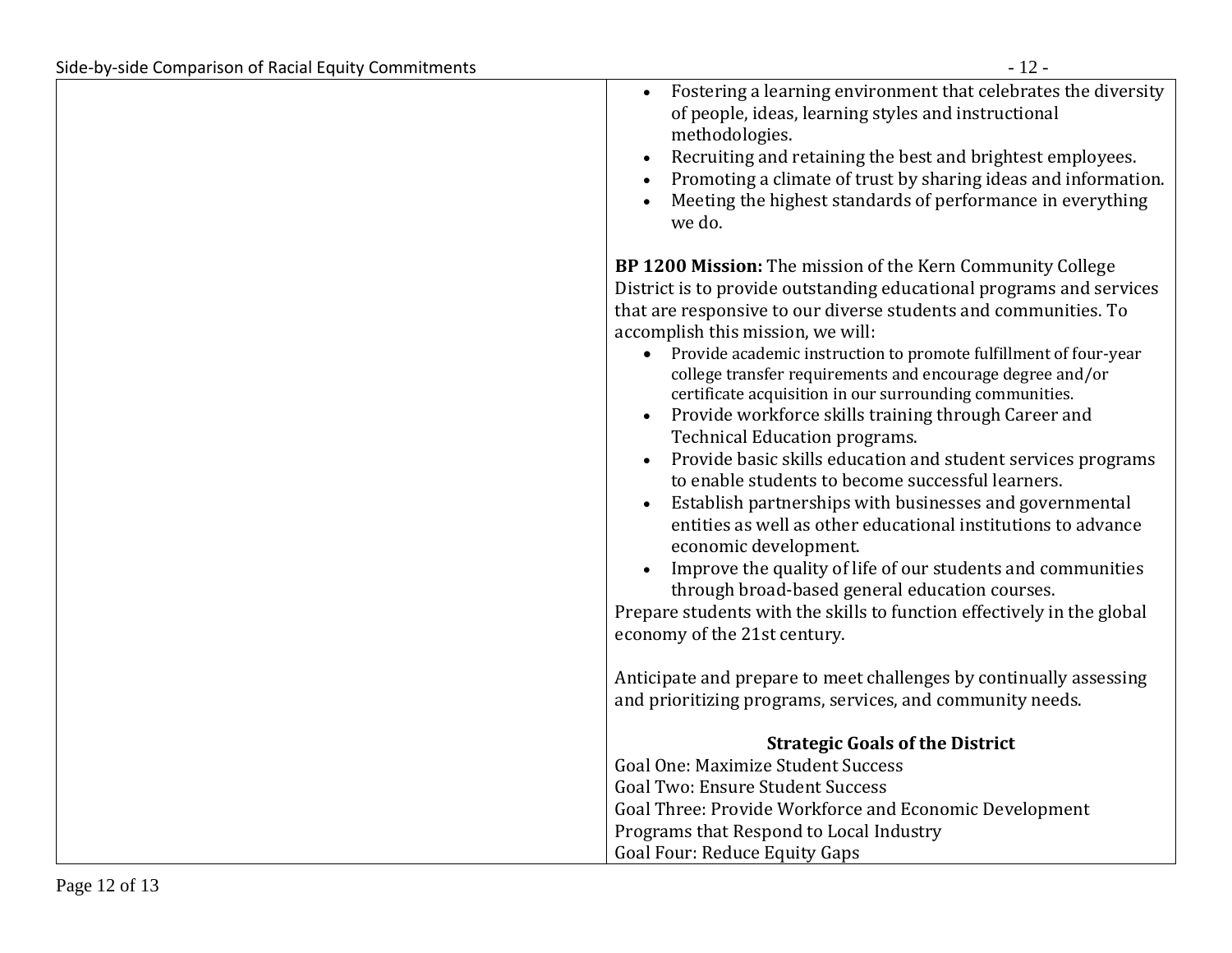| | |
|---|---|
| | • Fostering a learning environment that celebrates the diversity of people, ideas, learning styles and instructional methodologies.<br>• Recruiting and retaining the best and brightest employees.<br>• Promoting a climate of trust by sharing ideas and information.<br>• Meeting the highest standards of performance in everything we do.<br><br>**BP 1200 Mission:** The mission of the Kern Community College District is to provide outstanding educational programs and services that are responsive to our diverse students and communities. To accomplish this mission, we will:<br>• Provide academic instruction to promote fulfillment of four-year college transfer requirements and encourage degree and/or certificate acquisition in our surrounding communities.<br>• Provide workforce skills training through Career and Technical Education programs.<br>• Provide basic skills education and student services programs to enable students to become successful learners.<br>• Establish partnerships with businesses and governmental entities as well as other educational institutions to advance economic development.<br>• Improve the quality of life of our students and communities through broad-based general education courses.<br>Prepare students with the skills to function effectively in the global economy of the 21st century.<br><br>Anticipate and prepare to meet challenges by continually assessing and prioritizing programs, services, and community needs.<br><br>**Strategic Goals of the District**<br>Goal One: Maximize Student Success<br>Goal Two: Ensure Student Success<br>Goal Three: Provide Workforce and Economic Development Programs that Respond to Local Industry<br>Goal Four: Reduce Equity Gaps |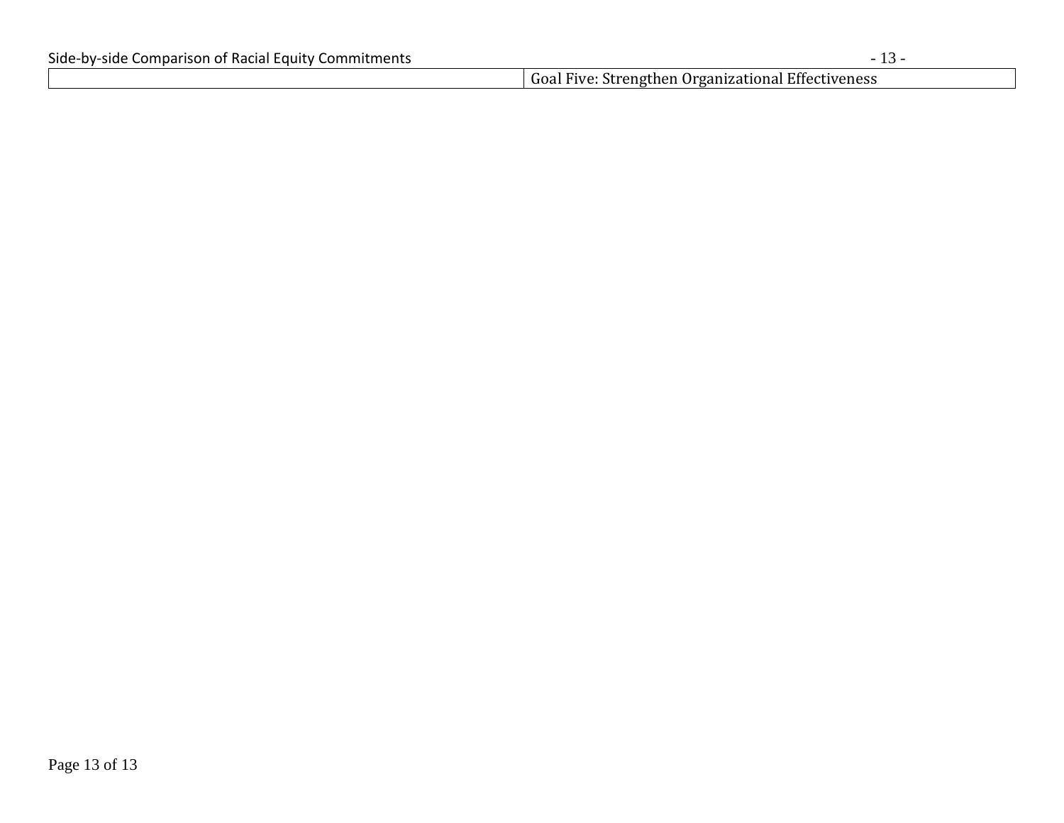| | |
|---|---|
| | Goal Five: Strengthen Organizational Effectiveness |